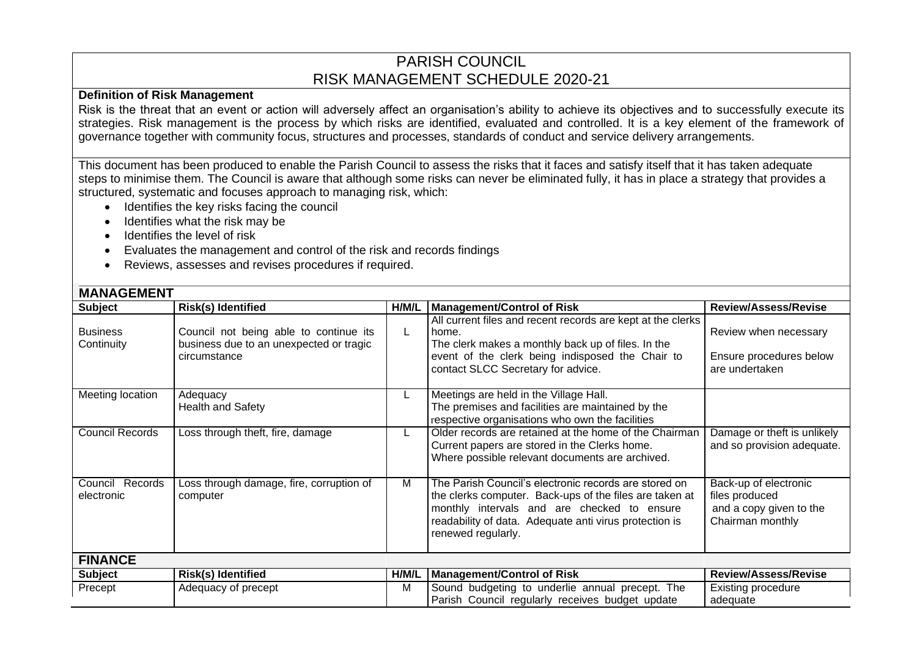# PARISH COUNCIL
# RISK MANAGEMENT SCHEDULE 2020-21

**Definition of Risk Management**

Risk is the threat that an event or action will adversely affect an organisation's ability to achieve its objectives and to successfully execute its strategies. Risk management is the process by which risks are identified, evaluated and controlled. It is a key element of the framework of governance together with community focus, structures and processes, standards of conduct and service delivery arrangements.

This document has been produced to enable the Parish Council to assess the risks that it faces and satisfy itself that it has taken adequate steps to minimise them. The Council is aware that although some risks can never be eliminated fully, it has in place a strategy that provides a structured, systematic and focuses approach to managing risk, which:

- Identifies the key risks facing the council
- Identifies what the risk may be
- Identifies the level of risk
- Evaluates the management and control of the risk and records findings
- Reviews, assesses and revises procedures if required.

## MANAGEMENT

| Subject | Risk(s) Identified | H/M/L | Management/Control of Risk | Review/Assess/Revise |
|---|---|---|---|---|
| Business Continuity | Council not being able to continue its business due to an unexpected or tragic circumstance | L | All current files and recent records are kept at the clerks home. The clerk makes a monthly back up of files. In the event of the clerk being indisposed the Chair to contact SLCC Secretary for advice. | Review when necessary Ensure procedures below are undertaken |
| Meeting location | Adequacy Health and Safety | L | Meetings are held in the Village Hall. The premises and facilities are maintained by the respective organisations who own the facilities | |
| Council Records | Loss through theft, fire, damage | L | Older records are retained at the home of the Chairman Current papers are stored in the Clerks home. Where possible relevant documents are archived. | Damage or theft is unlikely and so provision adequate. |
| Council Records electronic | Loss through damage, fire, corruption of computer | M | The Parish Council's electronic records are stored on the clerks computer. Back-ups of the files are taken at monthly intervals and are checked to ensure readability of data. Adequate anti virus protection is renewed regularly. | Back-up of electronic files produced and a copy given to the Chairman monthly |

## FINANCE

| Subject | Risk(s) Identified | H/M/L | Management/Control of Risk | Review/Assess/Revise |
|---|---|---|---|---|
| Precept | Adequacy of precept | M | Sound budgeting to underlie annual precept. The Parish Council regularly receives budget update | Existing procedure adequate |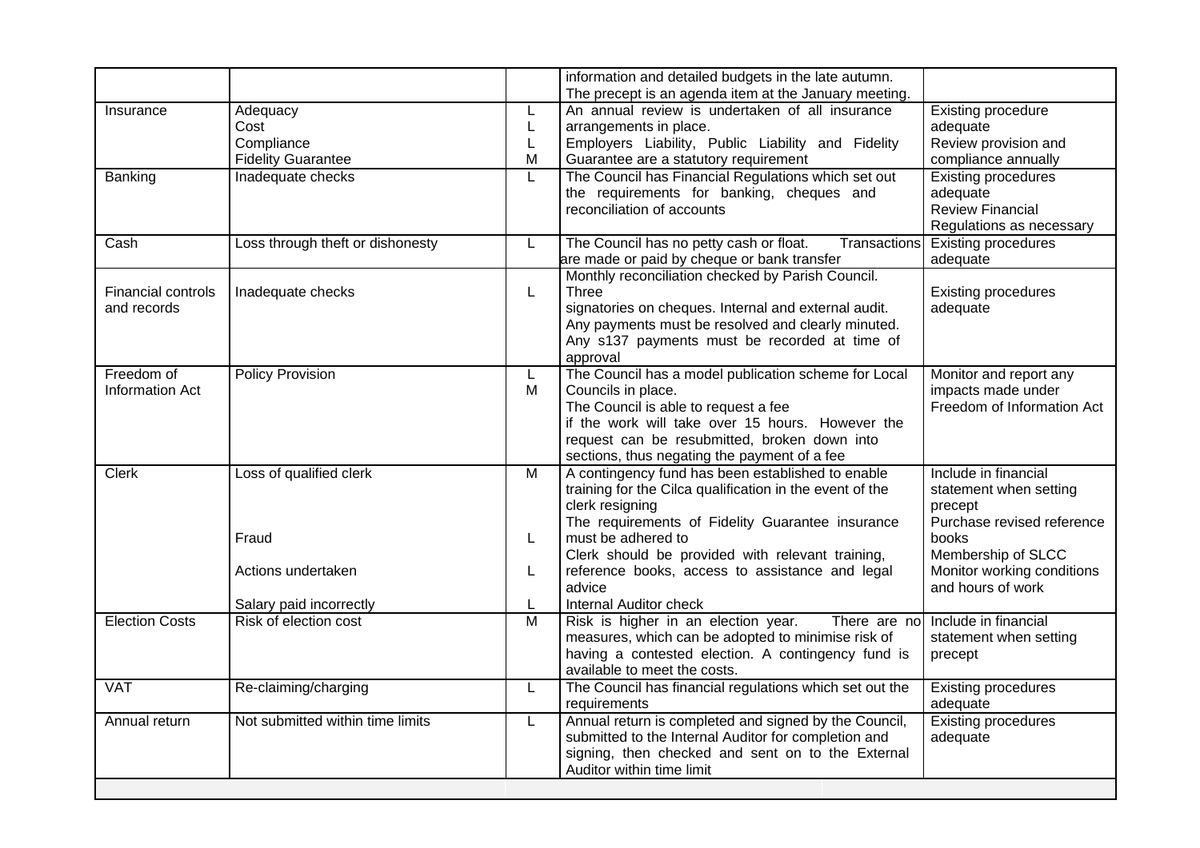| | | | | |
|---|---|---|---|---|
| | | | information and detailed budgets in the late autumn. The precept is an agenda item at the January meeting. | |
| Insurance | Adequacy<br>Cost<br>Compliance<br>Fidelity Guarantee | L<br>L<br>L<br>M | An annual review is undertaken of all insurance arrangements in place.<br>Employers Liability, Public Liability and Fidelity Guarantee are a statutory requirement | Existing procedure adequate<br>Review provision and compliance annually |
| Banking | Inadequate checks | L | The Council has Financial Regulations which set out the requirements for banking, cheques and reconciliation of accounts | Existing procedures adequate<br>Review Financial Regulations as necessary |
| Cash | Loss through theft or dishonesty | L | The Council has no petty cash or float. Transactions are made or paid by cheque or bank transfer | Existing procedures adequate |
| Financial controls and records | Inadequate checks | L | Monthly reconciliation checked by Parish Council. Three<br>signatories on cheques. Internal and external audit. Any payments must be resolved and clearly minuted. Any s137 payments must be recorded at time of approval | Existing procedures adequate |
| Freedom of Information Act | Policy Provision | L<br>M | The Council has a model publication scheme for Local Councils in place.<br>The Council is able to request a fee<br>if the work will take over 15 hours. However the request can be resubmitted, broken down into sections, thus negating the payment of a fee | Monitor and report any impacts made under Freedom of Information Act |
| Clerk | Loss of qualified clerk<br><br>Fraud<br><br>Actions undertaken<br><br>Salary paid incorrectly | M<br><br>L<br><br>L<br><br>L | A contingency fund has been established to enable training for the Cilca qualification in the event of the clerk resigning<br>The requirements of Fidelity Guarantee insurance must be adhered to<br>Clerk should be provided with relevant training, reference books, access to assistance and legal advice<br>Internal Auditor check | Include in financial statement when setting precept<br>Purchase revised reference books<br>Membership of SLCC<br>Monitor working conditions and hours of work |
| Election Costs | Risk of election cost | M | Risk is higher in an election year. There are no measures, which can be adopted to minimise risk of having a contested election. A contingency fund is available to meet the costs. | Include in financial statement when setting precept |
| VAT | Re-claiming/charging | L | The Council has financial regulations which set out the requirements | Existing procedures adequate |
| Annual return | Not submitted within time limits | L | Annual return is completed and signed by the Council, submitted to the Internal Auditor for completion and signing, then checked and sent on to the External Auditor within time limit | Existing procedures adequate |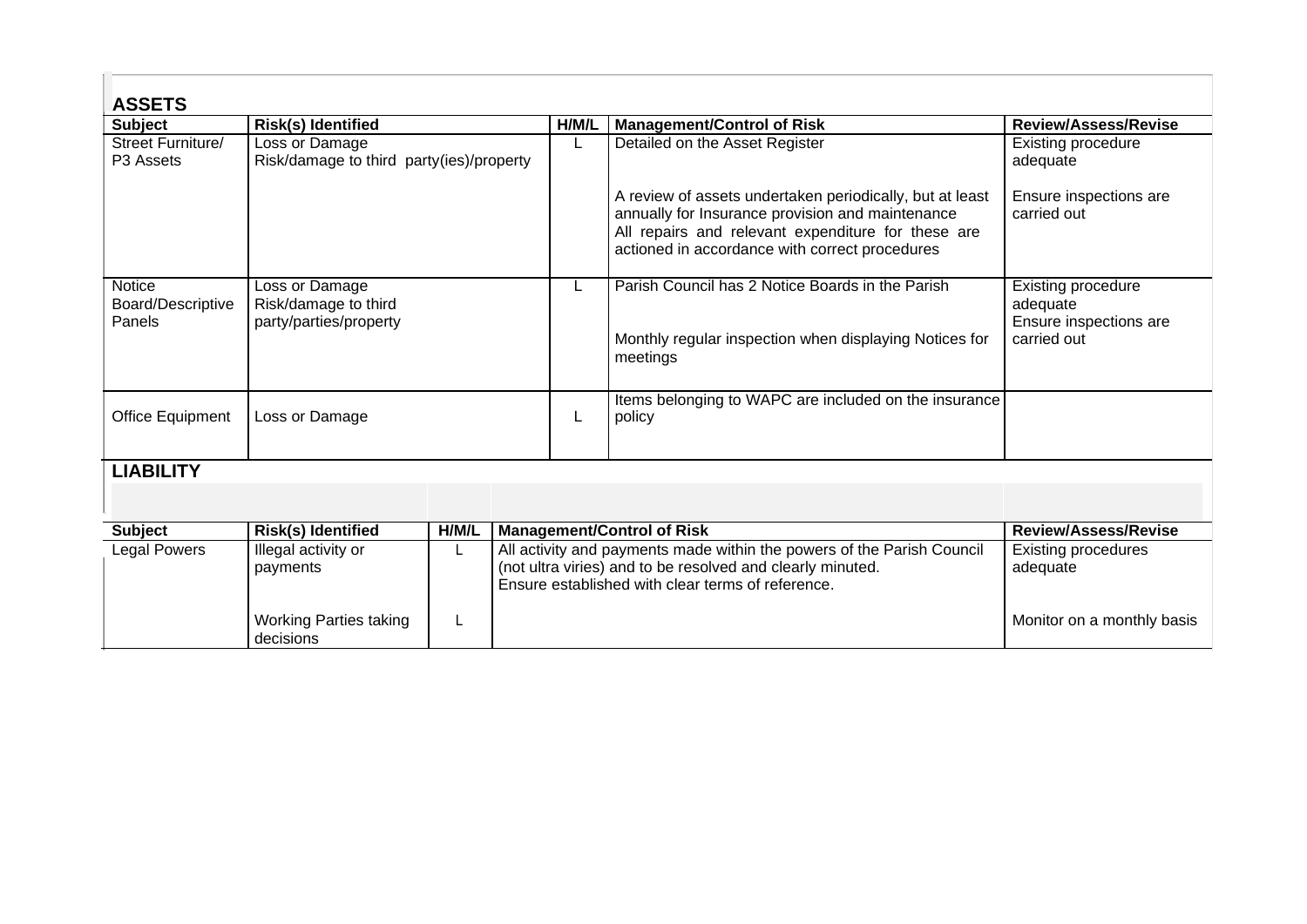## ASSETS

| Subject | Risk(s) Identified | H/M/L | Management/Control of Risk | Review/Assess/Revise |
|---|---|---|---|---|
| Street Furniture/ P3 Assets | Loss or Damage<br>Risk/damage to third party(ies)/property | L | Detailed on the Asset Register<br><br>A review of assets undertaken periodically, but at least annually for Insurance provision and maintenance<br>All repairs and relevant expenditure for these are actioned in accordance with correct procedures | Existing procedure adequate<br><br>Ensure inspections are carried out |
| Notice Board/Descriptive Panels | Loss or Damage<br>Risk/damage to third party/parties/property | L | Parish Council has 2 Notice Boards in the Parish<br><br>Monthly regular inspection when displaying Notices for meetings | Existing procedure adequate<br>Ensure inspections are carried out |
| Office Equipment | Loss or Damage | L | Items belonging to WAPC are included on the insurance policy | |

## LIABILITY

| Subject | Risk(s) Identified | H/M/L | Management/Control of Risk | Review/Assess/Revise |
|---|---|---|---|---|
| Legal Powers | Illegal activity or payments | L | All activity and payments made within the powers of the Parish Council (not ultra viries) and to be resolved and clearly minuted.<br>Ensure established with clear terms of reference. | Existing procedures adequate |
| | Working Parties taking decisions | L | | Monitor on a monthly basis |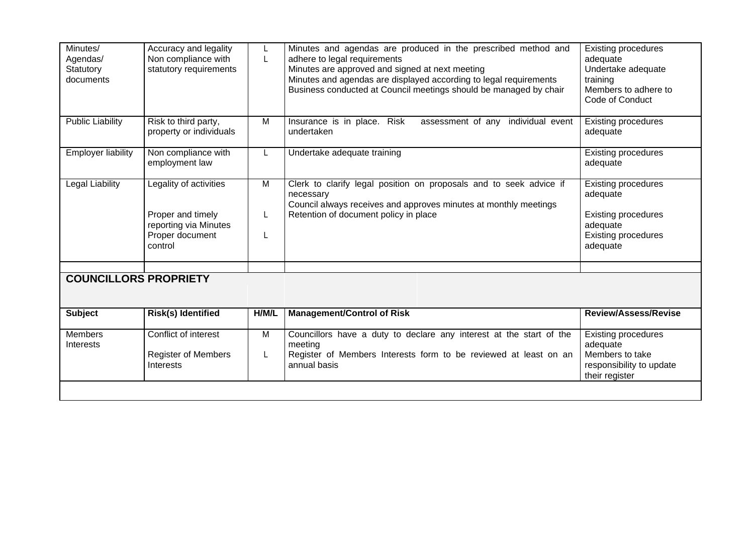| | | | | |
|---|---|---|---|---|
| Minutes/ Agendas/ Statutory documents | Accuracy and legality<br>Non compliance with statutory requirements | L<br>L | Minutes and agendas are produced in the prescribed method and adhere to legal requirements<br>Minutes are approved and signed at next meeting<br>Minutes and agendas are displayed according to legal requirements<br>Business conducted at Council meetings should be managed by chair | Existing procedures adequate<br>Undertake adequate training<br>Members to adhere to Code of Conduct |
| Public Liability | Risk to third party, property or individuals | M | Insurance is in place. Risk assessment of any individual event undertaken | Existing procedures adequate |
| Employer liability | Non compliance with employment law | L | Undertake adequate training | Existing procedures adequate |
| Legal Liability | Legality of activities<br><br>Proper and timely reporting via Minutes<br>Proper document control | M<br><br>L<br><br>L | Clerk to clarify legal position on proposals and to seek advice if necessary<br>Council always receives and approves minutes at monthly meetings<br>Retention of document policy in place | Existing procedures adequate<br><br>Existing procedures adequate<br>Existing procedures adequate |
| | | | | |
| **COUNCILLORS PROPRIETY** | | | | |
| **Subject** | **Risk(s) Identified** | **H/M/L** | **Management/Control of Risk** | **Review/Assess/Revise** |
| Members Interests | Conflict of interest<br><br>Register of Members Interests | M<br><br>L | Councillors have a duty to declare any interest at the start of the meeting<br>Register of Members Interests form to be reviewed at least on an annual basis | Existing procedures adequate<br>Members to take responsibility to update their register |
| | | | | |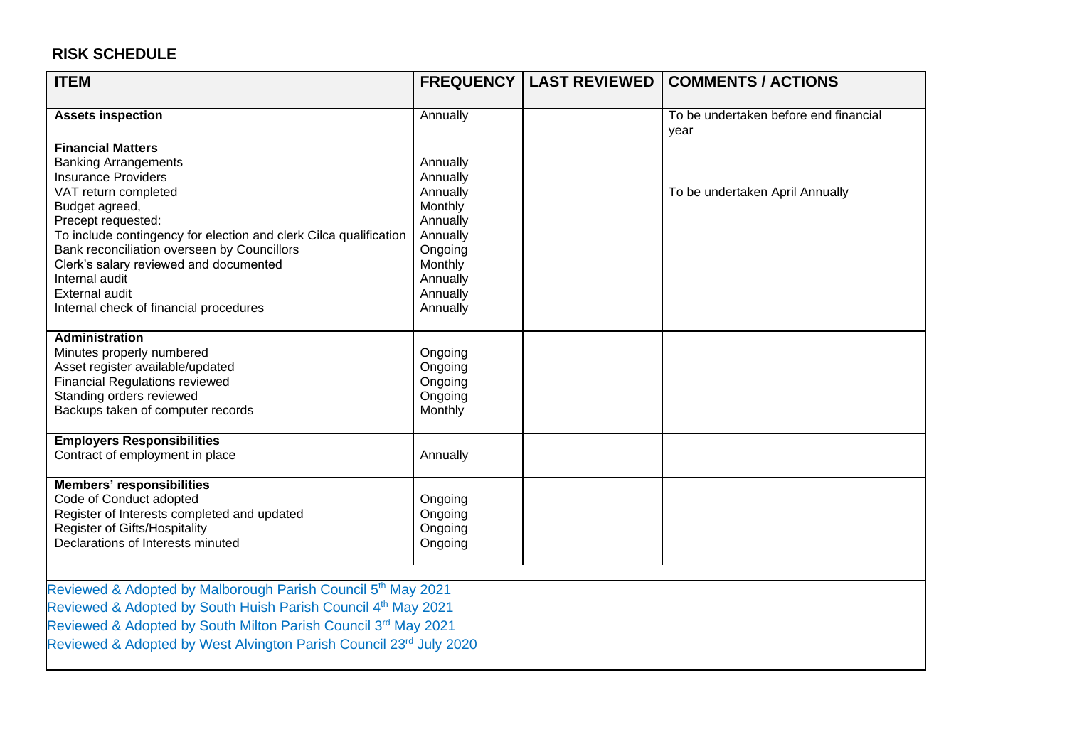## RISK SCHEDULE

| ITEM | FREQUENCY | LAST REVIEWED | COMMENTS / ACTIONS |
|---|---|---|---|
| **Assets inspection** | Annually | | To be undertaken before end financial year |
| **Financial Matters** | | | |
| Banking Arrangements | Annually | | |
| Insurance Providers | Annually | | |
| VAT return completed | Annually | | To be undertaken April Annually |
| Budget agreed, | Monthly | | |
| Precept requested: | Annually | | |
| To include contingency for election and clerk Cilca qualification | Annually | | |
| Bank reconciliation overseen by Councillors | Ongoing | | |
| Clerk's salary reviewed and documented | Monthly | | |
| Internal audit | Annually | | |
| External audit | Annually | | |
| Internal check of financial procedures | Annually | | |
| **Administration** | | | |
| Minutes properly numbered | Ongoing | | |
| Asset register available/updated | Ongoing | | |
| Financial Regulations reviewed | Ongoing | | |
| Standing orders reviewed | Ongoing | | |
| Backups taken of computer records | Monthly | | |
| **Employers Responsibilities** | | | |
| Contract of employment in place | Annually | | |
| **Members' responsibilities** | | | |
| Code of Conduct adopted | Ongoing | | |
| Register of Interests completed and updated | Ongoing | | |
| Register of Gifts/Hospitality | Ongoing | | |
| Declarations of Interests minuted | Ongoing | | |

Reviewed & Adopted by Malborough Parish Council 5th May 2021

Reviewed & Adopted by South Huish Parish Council 4th May 2021

Reviewed & Adopted by South Milton Parish Council 3rd May 2021

Reviewed & Adopted by West Alvington Parish Council 23rd July 2020